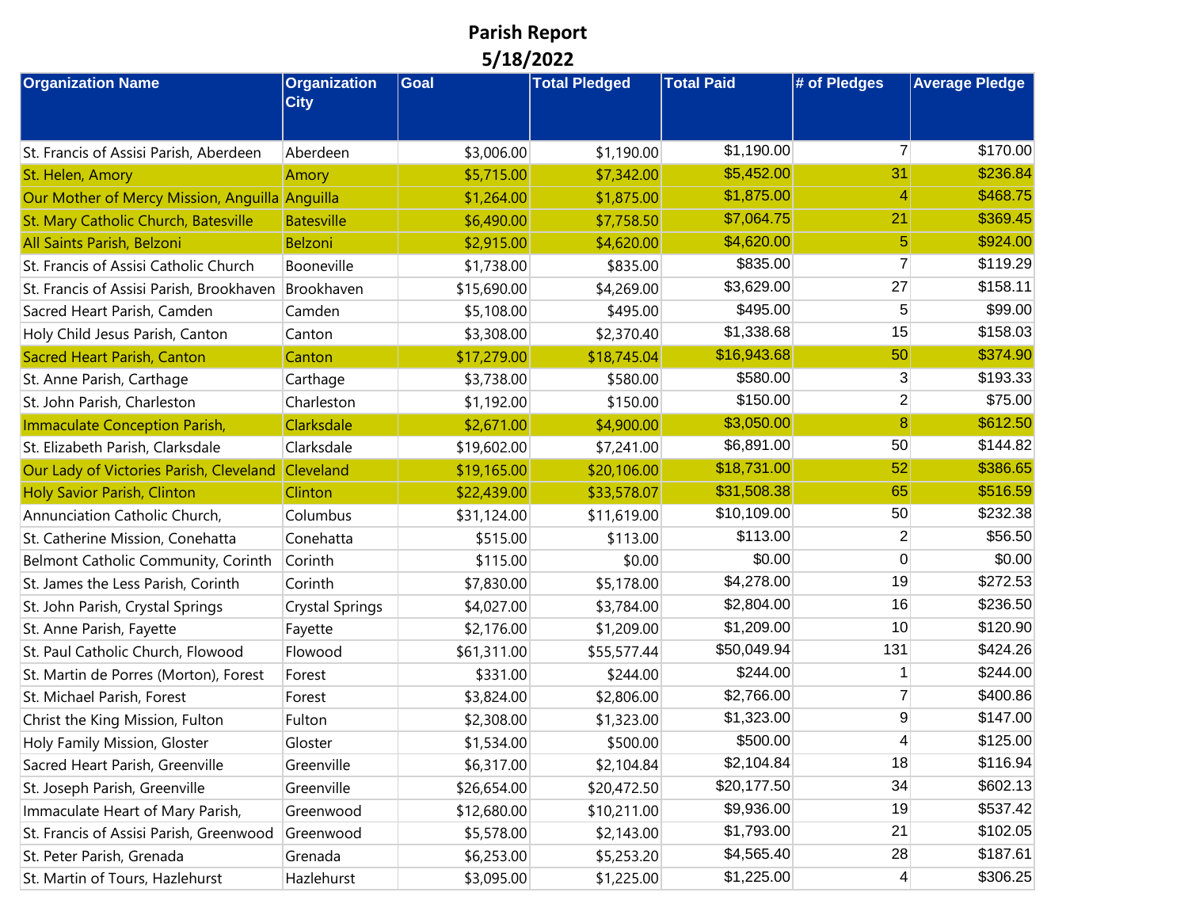# Parish Report

## 5/18/2022

| Organization Name | Organization City | Goal | Total Pledged | Total Paid | # of Pledges | Average Pledge |
|---|---|---|---|---|---|---|
| St. Francis of Assisi Parish, Aberdeen | Aberdeen | $3,006.00 | $1,190.00 | $1,190.00 | 7 | $170.00 |
| St. Helen, Amory | Amory | $5,715.00 | $7,342.00 | $5,452.00 | 31 | $236.84 |
| Our Mother of Mercy Mission, Anguilla | Anguilla | $1,264.00 | $1,875.00 | $1,875.00 | 4 | $468.75 |
| St. Mary Catholic Church, Batesville | Batesville | $6,490.00 | $7,758.50 | $7,064.75 | 21 | $369.45 |
| All Saints Parish, Belzoni | Belzoni | $2,915.00 | $4,620.00 | $4,620.00 | 5 | $924.00 |
| St. Francis of Assisi Catholic Church | Booneville | $1,738.00 | $835.00 | $835.00 | 7 | $119.29 |
| St. Francis of Assisi Parish, Brookhaven | Brookhaven | $15,690.00 | $4,269.00 | $3,629.00 | 27 | $158.11 |
| Sacred Heart Parish, Camden | Camden | $5,108.00 | $495.00 | $495.00 | 5 | $99.00 |
| Holy Child Jesus Parish, Canton | Canton | $3,308.00 | $2,370.40 | $1,338.68 | 15 | $158.03 |
| Sacred Heart Parish, Canton | Canton | $17,279.00 | $18,745.04 | $16,943.68 | 50 | $374.90 |
| St. Anne Parish, Carthage | Carthage | $3,738.00 | $580.00 | $580.00 | 3 | $193.33 |
| St. John Parish, Charleston | Charleston | $1,192.00 | $150.00 | $150.00 | 2 | $75.00 |
| Immaculate Conception Parish, | Clarksdale | $2,671.00 | $4,900.00 | $3,050.00 | 8 | $612.50 |
| St. Elizabeth Parish, Clarksdale | Clarksdale | $19,602.00 | $7,241.00 | $6,891.00 | 50 | $144.82 |
| Our Lady of Victories Parish, Cleveland | Cleveland | $19,165.00 | $20,106.00 | $18,731.00 | 52 | $386.65 |
| Holy Savior Parish, Clinton | Clinton | $22,439.00 | $33,578.07 | $31,508.38 | 65 | $516.59 |
| Annunciation Catholic Church, | Columbus | $31,124.00 | $11,619.00 | $10,109.00 | 50 | $232.38 |
| St. Catherine Mission, Conehatta | Conehatta | $515.00 | $113.00 | $113.00 | 2 | $56.50 |
| Belmont Catholic Community, Corinth | Corinth | $115.00 | $0.00 | $0.00 | 0 | $0.00 |
| St. James the Less Parish, Corinth | Corinth | $7,830.00 | $5,178.00 | $4,278.00 | 19 | $272.53 |
| St. John Parish, Crystal Springs | Crystal Springs | $4,027.00 | $3,784.00 | $2,804.00 | 16 | $236.50 |
| St. Anne Parish, Fayette | Fayette | $2,176.00 | $1,209.00 | $1,209.00 | 10 | $120.90 |
| St. Paul Catholic Church, Flowood | Flowood | $61,311.00 | $55,577.44 | $50,049.94 | 131 | $424.26 |
| St. Martin de Porres (Morton), Forest | Forest | $331.00 | $244.00 | $244.00 | 1 | $244.00 |
| St. Michael Parish, Forest | Forest | $3,824.00 | $2,806.00 | $2,766.00 | 7 | $400.86 |
| Christ the King Mission, Fulton | Fulton | $2,308.00 | $1,323.00 | $1,323.00 | 9 | $147.00 |
| Holy Family Mission, Gloster | Gloster | $1,534.00 | $500.00 | $500.00 | 4 | $125.00 |
| Sacred Heart Parish, Greenville | Greenville | $6,317.00 | $2,104.84 | $2,104.84 | 18 | $116.94 |
| St. Joseph Parish, Greenville | Greenville | $26,654.00 | $20,472.50 | $20,177.50 | 34 | $602.13 |
| Immaculate Heart of Mary Parish, | Greenwood | $12,680.00 | $10,211.00 | $9,936.00 | 19 | $537.42 |
| St. Francis of Assisi Parish, Greenwood | Greenwood | $5,578.00 | $2,143.00 | $1,793.00 | 21 | $102.05 |
| St. Peter Parish, Grenada | Grenada | $6,253.00 | $5,253.20 | $4,565.40 | 28 | $187.61 |
| St. Martin of Tours, Hazlehurst | Hazlehurst | $3,095.00 | $1,225.00 | $1,225.00 | 4 | $306.25 |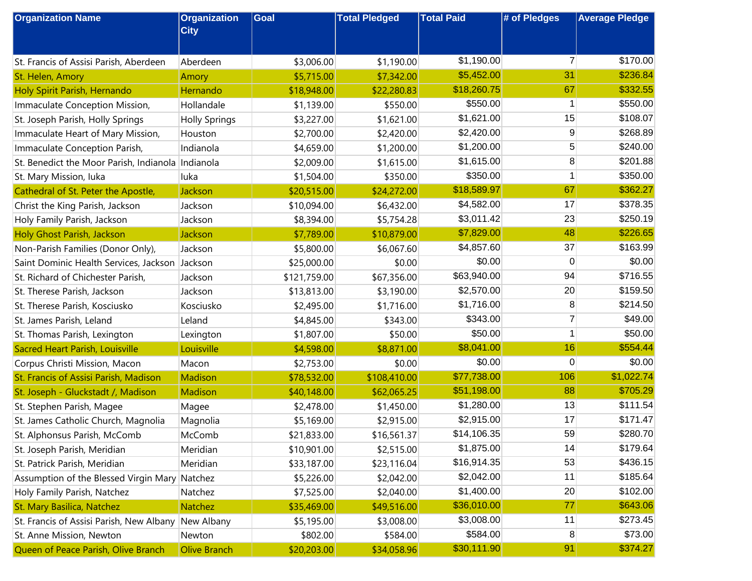| Organization Name | Organization City | Goal | Total Pledged | Total Paid | # of Pledges | Average Pledge |
|---|---|---|---|---|---|---|
| St. Francis of Assisi Parish, Aberdeen | Aberdeen | $3,006.00 | $1,190.00 | $1,190.00 | 7 | $170.00 |
| St. Helen, Amory | Amory | $5,715.00 | $7,342.00 | $5,452.00 | 31 | $236.84 |
| Holy Spirit Parish, Hernando | Hernando | $18,948.00 | $22,280.83 | $18,260.75 | 67 | $332.55 |
| Immaculate Conception Mission, | Hollandale | $1,139.00 | $550.00 | $550.00 | 1 | $550.00 |
| St. Joseph Parish, Holly Springs | Holly Springs | $3,227.00 | $1,621.00 | $1,621.00 | 15 | $108.07 |
| Immaculate Heart of Mary Mission, | Houston | $2,700.00 | $2,420.00 | $2,420.00 | 9 | $268.89 |
| Immaculate Conception Parish, | Indianola | $4,659.00 | $1,200.00 | $1,200.00 | 5 | $240.00 |
| St. Benedict the Moor Parish, Indianola | Indianola | $2,009.00 | $1,615.00 | $1,615.00 | 8 | $201.88 |
| St. Mary Mission, Iuka | Iuka | $1,504.00 | $350.00 | $350.00 | 1 | $350.00 |
| Cathedral of St. Peter the Apostle, | Jackson | $20,515.00 | $24,272.00 | $18,589.97 | 67 | $362.27 |
| Christ the King Parish, Jackson | Jackson | $10,094.00 | $6,432.00 | $4,582.00 | 17 | $378.35 |
| Holy Family Parish, Jackson | Jackson | $8,394.00 | $5,754.28 | $3,011.42 | 23 | $250.19 |
| Holy Ghost Parish, Jackson | Jackson | $7,789.00 | $10,879.00 | $7,829.00 | 48 | $226.65 |
| Non-Parish Families (Donor Only), | Jackson | $5,800.00 | $6,067.60 | $4,857.60 | 37 | $163.99 |
| Saint Dominic Health Services, Jackson | Jackson | $25,000.00 | $0.00 | $0.00 | 0 | $0.00 |
| St. Richard of Chichester Parish, | Jackson | $121,759.00 | $67,356.00 | $63,940.00 | 94 | $716.55 |
| St. Therese Parish, Jackson | Jackson | $13,813.00 | $3,190.00 | $2,570.00 | 20 | $159.50 |
| St. Therese Parish, Kosciusko | Kosciusko | $2,495.00 | $1,716.00 | $1,716.00 | 8 | $214.50 |
| St. James Parish, Leland | Leland | $4,845.00 | $343.00 | $343.00 | 7 | $49.00 |
| St. Thomas Parish, Lexington | Lexington | $1,807.00 | $50.00 | $50.00 | 1 | $50.00 |
| Sacred Heart Parish, Louisville | Louisville | $4,598.00 | $8,871.00 | $8,041.00 | 16 | $554.44 |
| Corpus Christi Mission, Macon | Macon | $2,753.00 | $0.00 | $0.00 | 0 | $0.00 |
| St. Francis of Assisi Parish, Madison | Madison | $78,532.00 | $108,410.00 | $77,738.00 | 106 | $1,022.74 |
| St. Joseph - Gluckstadt /, Madison | Madison | $40,148.00 | $62,065.25 | $51,198.00 | 88 | $705.29 |
| St. Stephen Parish, Magee | Magee | $2,478.00 | $1,450.00 | $1,280.00 | 13 | $111.54 |
| St. James Catholic Church, Magnolia | Magnolia | $5,169.00 | $2,915.00 | $2,915.00 | 17 | $171.47 |
| St. Alphonsus Parish, McComb | McComb | $21,833.00 | $16,561.37 | $14,106.35 | 59 | $280.70 |
| St. Joseph Parish, Meridian | Meridian | $10,901.00 | $2,515.00 | $1,875.00 | 14 | $179.64 |
| St. Patrick Parish, Meridian | Meridian | $33,187.00 | $23,116.04 | $16,914.35 | 53 | $436.15 |
| Assumption of the Blessed Virgin Mary | Natchez | $5,226.00 | $2,042.00 | $2,042.00 | 11 | $185.64 |
| Holy Family Parish, Natchez | Natchez | $7,525.00 | $2,040.00 | $1,400.00 | 20 | $102.00 |
| St. Mary Basilica, Natchez | Natchez | $35,469.00 | $49,516.00 | $36,010.00 | 77 | $643.06 |
| St. Francis of Assisi Parish, New Albany | New Albany | $5,195.00 | $3,008.00 | $3,008.00 | 11 | $273.45 |
| St. Anne Mission, Newton | Newton | $802.00 | $584.00 | $584.00 | 8 | $73.00 |
| Queen of Peace Parish, Olive Branch | Olive Branch | $20,203.00 | $34,058.96 | $30,111.90 | 91 | $374.27 |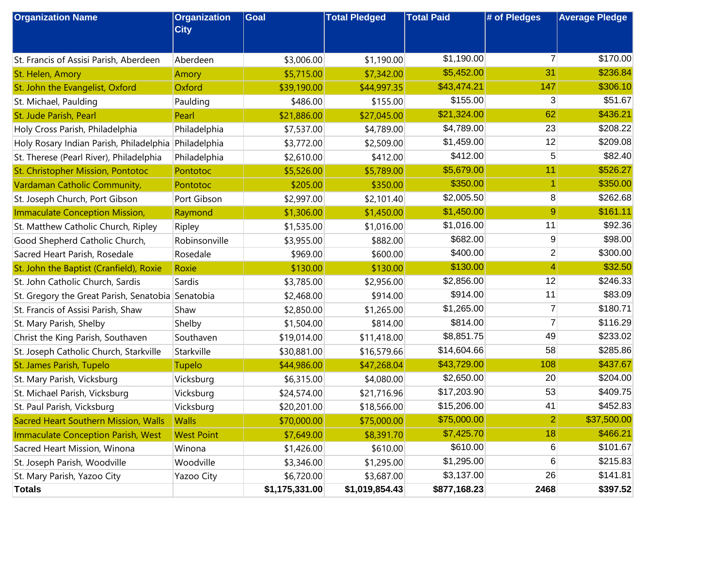| Organization Name | Organization City | Goal | Total Pledged | Total Paid | # of Pledges | Average Pledge |
|---|---|---|---|---|---|---|
| St. Francis of Assisi Parish, Aberdeen | Aberdeen | $3,006.00 | $1,190.00 | $1,190.00 | 7 | $170.00 |
| St. Helen, Amory | Amory | $5,715.00 | $7,342.00 | $5,452.00 | 31 | $236.84 |
| St. John the Evangelist, Oxford | Oxford | $39,190.00 | $44,997.35 | $43,474.21 | 147 | $306.10 |
| St. Michael, Paulding | Paulding | $486.00 | $155.00 | $155.00 | 3 | $51.67 |
| St. Jude Parish, Pearl | Pearl | $21,886.00 | $27,045.00 | $21,324.00 | 62 | $436.21 |
| Holy Cross Parish, Philadelphia | Philadelphia | $7,537.00 | $4,789.00 | $4,789.00 | 23 | $208.22 |
| Holy Rosary Indian Parish, Philadelphia | Philadelphia | $3,772.00 | $2,509.00 | $1,459.00 | 12 | $209.08 |
| St. Therese (Pearl River), Philadelphia | Philadelphia | $2,610.00 | $412.00 | $412.00 | 5 | $82.40 |
| St. Christopher Mission, Pontotoc | Pontotoc | $5,526.00 | $5,789.00 | $5,679.00 | 11 | $526.27 |
| Vardaman Catholic Community, | Pontotoc | $205.00 | $350.00 | $350.00 | 1 | $350.00 |
| St. Joseph Church, Port Gibson | Port Gibson | $2,997.00 | $2,101.40 | $2,005.50 | 8 | $262.68 |
| Immaculate Conception Mission, | Raymond | $1,306.00 | $1,450.00 | $1,450.00 | 9 | $161.11 |
| St. Matthew Catholic Church, Ripley | Ripley | $1,535.00 | $1,016.00 | $1,016.00 | 11 | $92.36 |
| Good Shepherd Catholic Church, | Robinsonville | $3,955.00 | $882.00 | $682.00 | 9 | $98.00 |
| Sacred Heart Parish, Rosedale | Rosedale | $969.00 | $600.00 | $400.00 | 2 | $300.00 |
| St. John the Baptist (Cranfield), Roxie | Roxie | $130.00 | $130.00 | $130.00 | 4 | $32.50 |
| St. John Catholic Church, Sardis | Sardis | $3,785.00 | $2,956.00 | $2,856.00 | 12 | $246.33 |
| St. Gregory the Great Parish, Senatobia | Senatobia | $2,468.00 | $914.00 | $914.00 | 11 | $83.09 |
| St. Francis of Assisi Parish, Shaw | Shaw | $2,850.00 | $1,265.00 | $1,265.00 | 7 | $180.71 |
| St. Mary Parish, Shelby | Shelby | $1,504.00 | $814.00 | $814.00 | 7 | $116.29 |
| Christ the King Parish, Southaven | Southaven | $19,014.00 | $11,418.00 | $8,851.75 | 49 | $233.02 |
| St. Joseph Catholic Church, Starkville | Starkville | $30,881.00 | $16,579.66 | $14,604.66 | 58 | $285.86 |
| St. James Parish, Tupelo | Tupelo | $44,986.00 | $47,268.04 | $43,729.00 | 108 | $437.67 |
| St. Mary Parish, Vicksburg | Vicksburg | $6,315.00 | $4,080.00 | $2,650.00 | 20 | $204.00 |
| St. Michael Parish, Vicksburg | Vicksburg | $24,574.00 | $21,716.96 | $17,203.90 | 53 | $409.75 |
| St. Paul Parish, Vicksburg | Vicksburg | $20,201.00 | $18,566.00 | $15,206.00 | 41 | $452.83 |
| Sacred Heart Southern Mission, Walls | Walls | $70,000.00 | $75,000.00 | $75,000.00 | 2 | $37,500.00 |
| Immaculate Conception Parish, West | West Point | $7,649.00 | $8,391.70 | $7,425.70 | 18 | $466.21 |
| Sacred Heart Mission, Winona | Winona | $1,426.00 | $610.00 | $610.00 | 6 | $101.67 |
| St. Joseph Parish, Woodville | Woodville | $3,346.00 | $1,295.00 | $1,295.00 | 6 | $215.83 |
| St. Mary Parish, Yazoo City | Yazoo City | $6,720.00 | $3,687.00 | $3,137.00 | 26 | $141.81 |
| **Totals** | | **$1,175,331.00** | **$1,019,854.43** | **$877,168.23** | **2468** | **$397.52** |